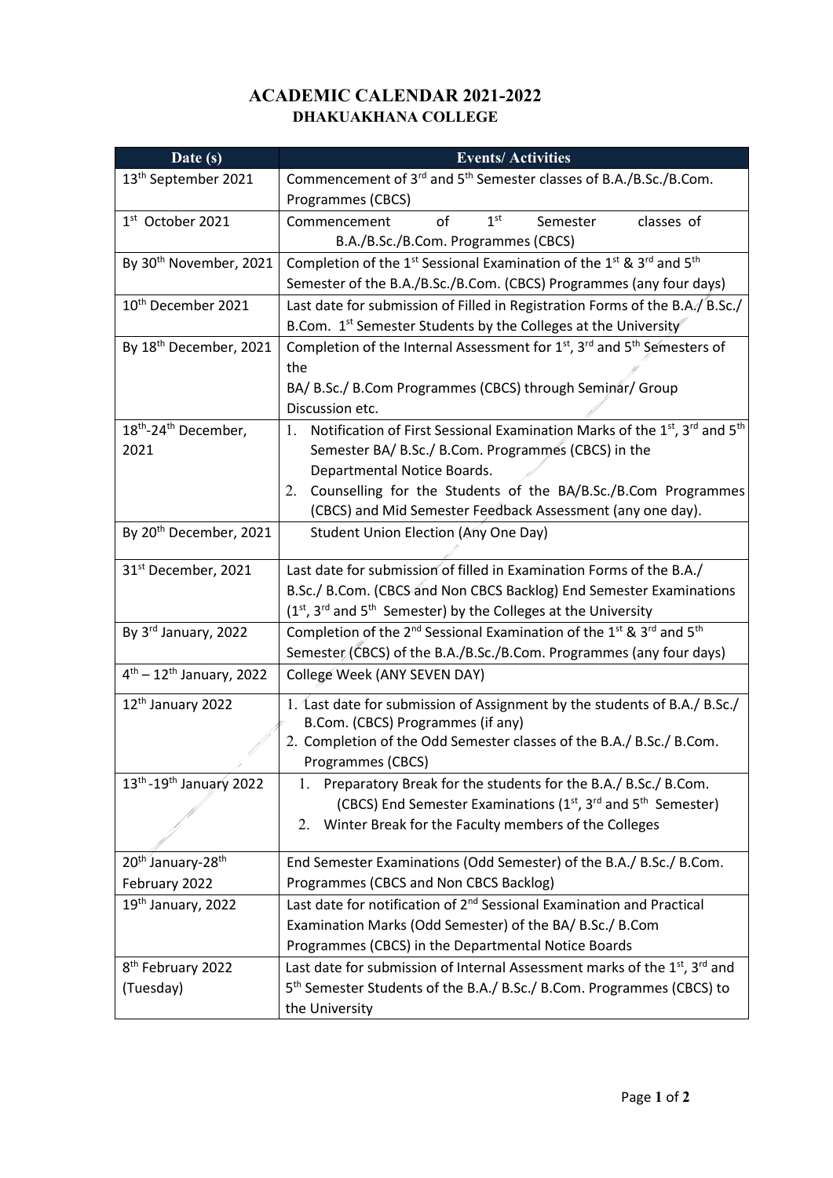# ACADEMIC CALENDAR 2021-2022

## DHAKUAKHANA COLLEGE

| Date (s) | Events/ Activities |
|---|---|
| 13th September 2021 | Commencement of 3rd and 5th Semester classes of B.A./B.Sc./B.Com. Programmes (CBCS) |
| 1st October 2021 | Commencement of 1st Semester classes of B.A./B.Sc./B.Com. Programmes (CBCS) |
| By 30th November, 2021 | Completion of the 1st Sessional Examination of the 1st & 3rd and 5th Semester of the B.A./B.Sc./B.Com. (CBCS) Programmes (any four days) |
| 10th December 2021 | Last date for submission of Filled in Registration Forms of the B.A./ B.Sc./ B.Com. 1st Semester Students by the Colleges at the University |
| By 18th December, 2021 | Completion of the Internal Assessment for 1st, 3rd and 5th Semesters of the BA/ B.Sc./ B.Com Programmes (CBCS) through Seminar/ Group Discussion etc. |
| 18th-24th December, 2021 | 1. Notification of First Sessional Examination Marks of the 1st, 3rd and 5th Semester BA/ B.Sc./ B.Com. Programmes (CBCS) in the Departmental Notice Boards.<br>2. Counselling for the Students of the BA/B.Sc./B.Com Programmes (CBCS) and Mid Semester Feedback Assessment (any one day). |
| By 20th December, 2021 | Student Union Election (Any One Day) |
| 31st December, 2021 | Last date for submission of filled in Examination Forms of the B.A./ B.Sc./ B.Com. (CBCS and Non CBCS Backlog) End Semester Examinations (1st, 3rd and 5th Semester) by the Colleges at the University |
| By 3rd January, 2022 | Completion of the 2nd Sessional Examination of the 1st & 3rd and 5th Semester (CBCS) of the B.A./B.Sc./B.Com. Programmes (any four days) |
| 4th – 12th January, 2022 | College Week (ANY SEVEN DAY) |
| 12th January 2022 | 1. Last date for submission of Assignment by the students of B.A./ B.Sc./ B.Com. (CBCS) Programmes (if any)<br>2. Completion of the Odd Semester classes of the B.A./ B.Sc./ B.Com. Programmes (CBCS) |
| 13th -19th January 2022 | 1. Preparatory Break for the students for the B.A./ B.Sc./ B.Com. (CBCS) End Semester Examinations (1st, 3rd and 5th Semester)<br>2. Winter Break for the Faculty members of the Colleges |
| 20th January-28th February 2022 | End Semester Examinations (Odd Semester) of the B.A./ B.Sc./ B.Com. Programmes (CBCS and Non CBCS Backlog) |
| 19th January, 2022 | Last date for notification of 2nd Sessional Examination and Practical Examination Marks (Odd Semester) of the BA/ B.Sc./ B.Com Programmes (CBCS) in the Departmental Notice Boards |
| 8th February 2022 (Tuesday) | Last date for submission of Internal Assessment marks of the 1st, 3rd and 5th Semester Students of the B.A./ B.Sc./ B.Com. Programmes (CBCS) to the University |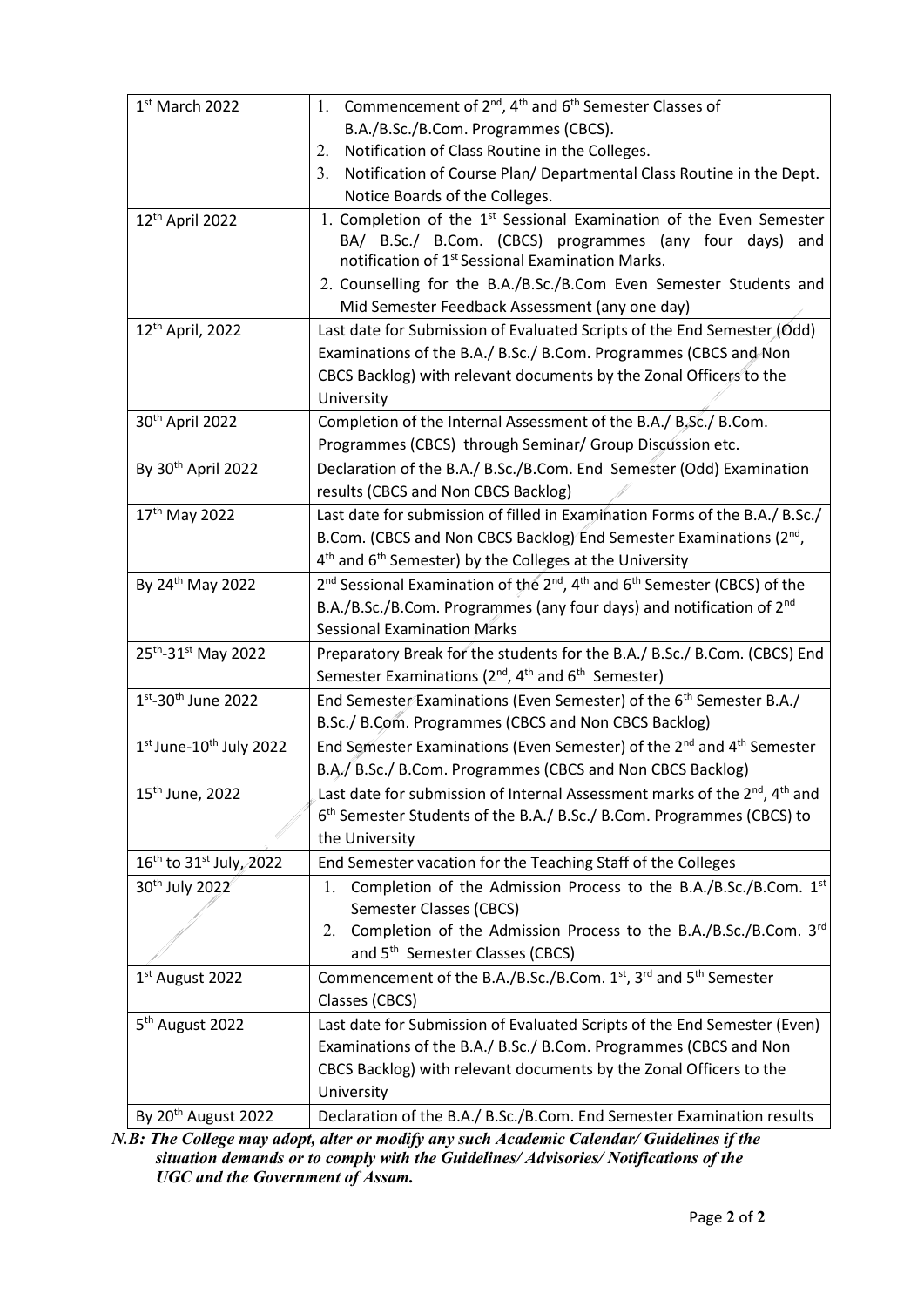| | |
|---|---|
| 1st March 2022 | 1. Commencement of 2nd, 4th and 6th Semester Classes of B.A./B.Sc./B.Com. Programmes (CBCS). 2. Notification of Class Routine in the Colleges. 3. Notification of Course Plan/ Departmental Class Routine in the Dept. Notice Boards of the Colleges. |
| 12th April 2022 | 1. Completion of the 1st Sessional Examination of the Even Semester BA/ B.Sc./ B.Com. (CBCS) programmes (any four days) and notification of 1st Sessional Examination Marks. 2. Counselling for the B.A./B.Sc./B.Com Even Semester Students and Mid Semester Feedback Assessment (any one day) |
| 12th April, 2022 | Last date for Submission of Evaluated Scripts of the End Semester (Odd) Examinations of the B.A./ B.Sc./ B.Com. Programmes (CBCS and Non CBCS Backlog) with relevant documents by the Zonal Officers to the University |
| 30th April 2022 | Completion of the Internal Assessment of the B.A./ B.Sc./ B.Com. Programmes (CBCS) through Seminar/ Group Discussion etc. |
| By 30th April 2022 | Declaration of the B.A./ B.Sc./B.Com. End Semester (Odd) Examination results (CBCS and Non CBCS Backlog) |
| 17th May 2022 | Last date for submission of filled in Examination Forms of the B.A./ B.Sc./ B.Com. (CBCS and Non CBCS Backlog) End Semester Examinations (2nd, 4th and 6th Semester) by the Colleges at the University |
| By 24th May 2022 | 2nd Sessional Examination of the 2nd, 4th and 6th Semester (CBCS) of the B.A./B.Sc./B.Com. Programmes (any four days) and notification of 2nd Sessional Examination Marks |
| 25th-31st May 2022 | Preparatory Break for the students for the B.A./ B.Sc./ B.Com. (CBCS) End Semester Examinations (2nd, 4th and 6th Semester) |
| 1st-30th June 2022 | End Semester Examinations (Even Semester) of the 6th Semester B.A./ B.Sc./ B.Com. Programmes (CBCS and Non CBCS Backlog) |
| 1st June-10th July 2022 | End Semester Examinations (Even Semester) of the 2nd and 4th Semester B.A./ B.Sc./ B.Com. Programmes (CBCS and Non CBCS Backlog) |
| 15th June, 2022 | Last date for submission of Internal Assessment marks of the 2nd, 4th and 6th Semester Students of the B.A./ B.Sc./ B.Com. Programmes (CBCS) to the University |
| 16th to 31st July, 2022 | End Semester vacation for the Teaching Staff of the Colleges |
| 30th July 2022 | 1. Completion of the Admission Process to the B.A./B.Sc./B.Com. 1st Semester Classes (CBCS) 2. Completion of the Admission Process to the B.A./B.Sc./B.Com. 3rd and 5th Semester Classes (CBCS) |
| 1st August 2022 | Commencement of the B.A./B.Sc./B.Com. 1st, 3rd and 5th Semester Classes (CBCS) |
| 5th August 2022 | Last date for Submission of Evaluated Scripts of the End Semester (Even) Examinations of the B.A./ B.Sc./ B.Com. Programmes (CBCS and Non CBCS Backlog) with relevant documents by the Zonal Officers to the University |
| By 20th August 2022 | Declaration of the B.A./ B.Sc./B.Com. End Semester Examination results |

***N.B: The College may adopt, alter or modify any such Academic Calendar/ Guidelines if the situation demands or to comply with the Guidelines/ Advisories/ Notifications of the UGC and the Government of Assam.***